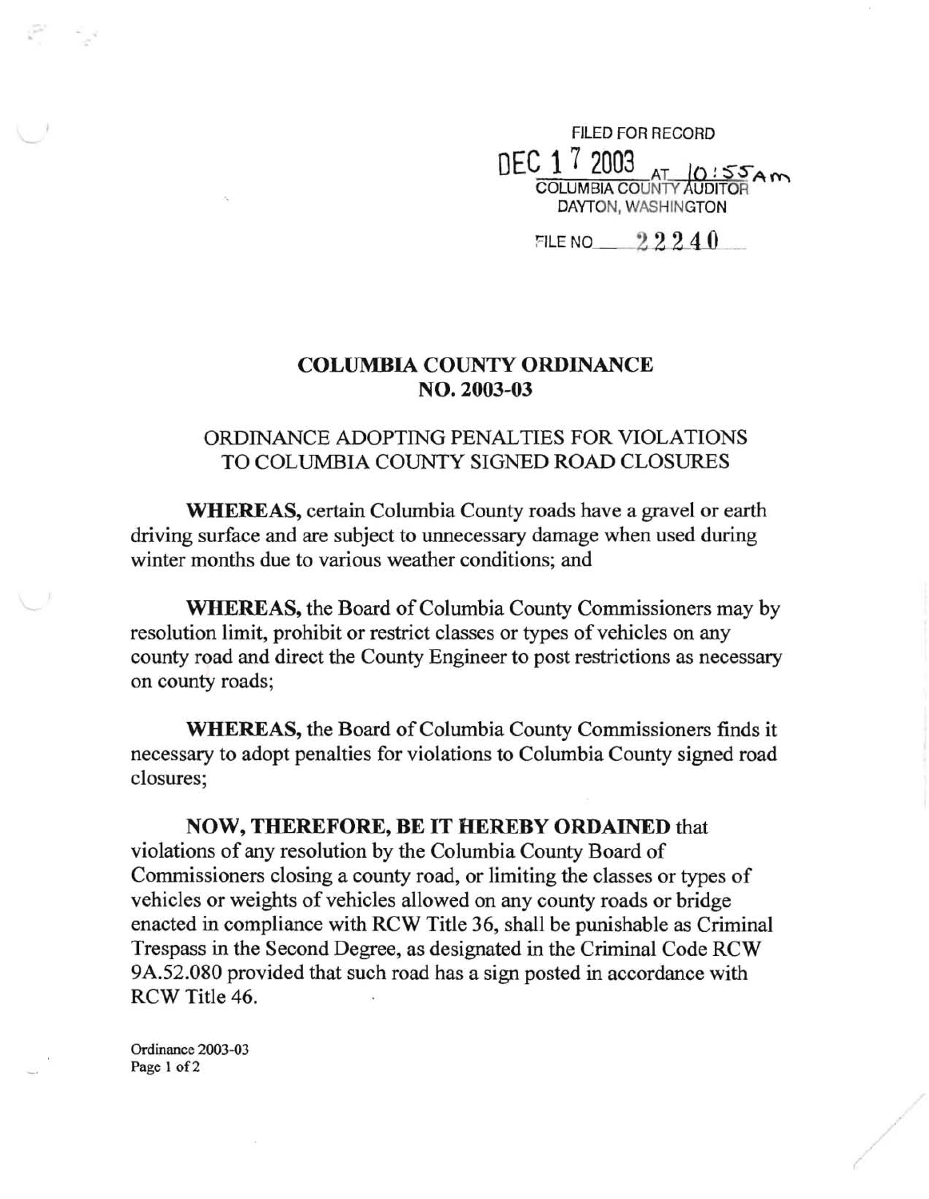FILED FOR RECORD
DEC 17 2003 AT 10:55AM
COLUMBIA COUNTY AUDITOR
DAYTON, WASHINGTON

FILE NO 22240

# COLUMBIA COUNTY ORDINANCE NO. 2003-03

## ORDINANCE ADOPTING PENALTIES FOR VIOLATIONS TO COLUMBIA COUNTY SIGNED ROAD CLOSURES

**WHEREAS,** certain Columbia County roads have a gravel or earth driving surface and are subject to unnecessary damage when used during winter months due to various weather conditions; and

**WHEREAS,** the Board of Columbia County Commissioners may by resolution limit, prohibit or restrict classes or types of vehicles on any county road and direct the County Engineer to post restrictions as necessary on county roads;

**WHEREAS,** the Board of Columbia County Commissioners finds it necessary to adopt penalties for violations to Columbia County signed road closures;

**NOW, THEREFORE, BE IT HEREBY ORDAINED** that violations of any resolution by the Columbia County Board of Commissioners closing a county road, or limiting the classes or types of vehicles or weights of vehicles allowed on any county roads or bridge enacted in compliance with RCW Title 36, shall be punishable as Criminal Trespass in the Second Degree, as designated in the Criminal Code RCW 9A.52.080 provided that such road has a sign posted in accordance with RCW Title 46.

Ordinance 2003-03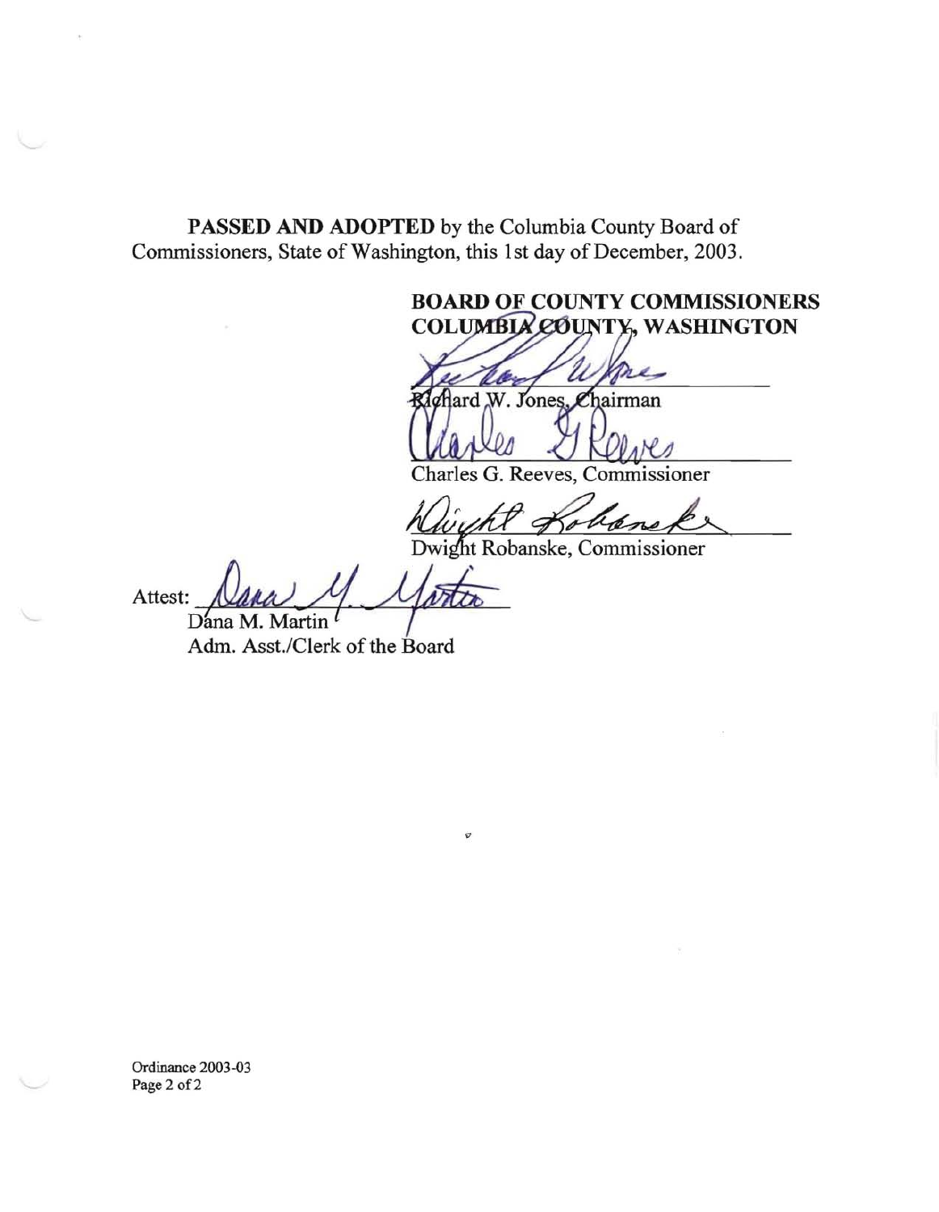**PASSED AND ADOPTED** by the Columbia County Board of Commissioners, State of Washington, this 1st day of December, 2003.

**BOARD OF COUNTY COMMISSIONERS**
**COLUMBIA COUNTY, WASHINGTON**

Richard W. Jones, Chairman

Charles G. Reeves, Commissioner

Dwight Robanske, Commissioner

Attest:
Dana M. Martin
Adm. Asst./Clerk of the Board

Ordinance 2003-03